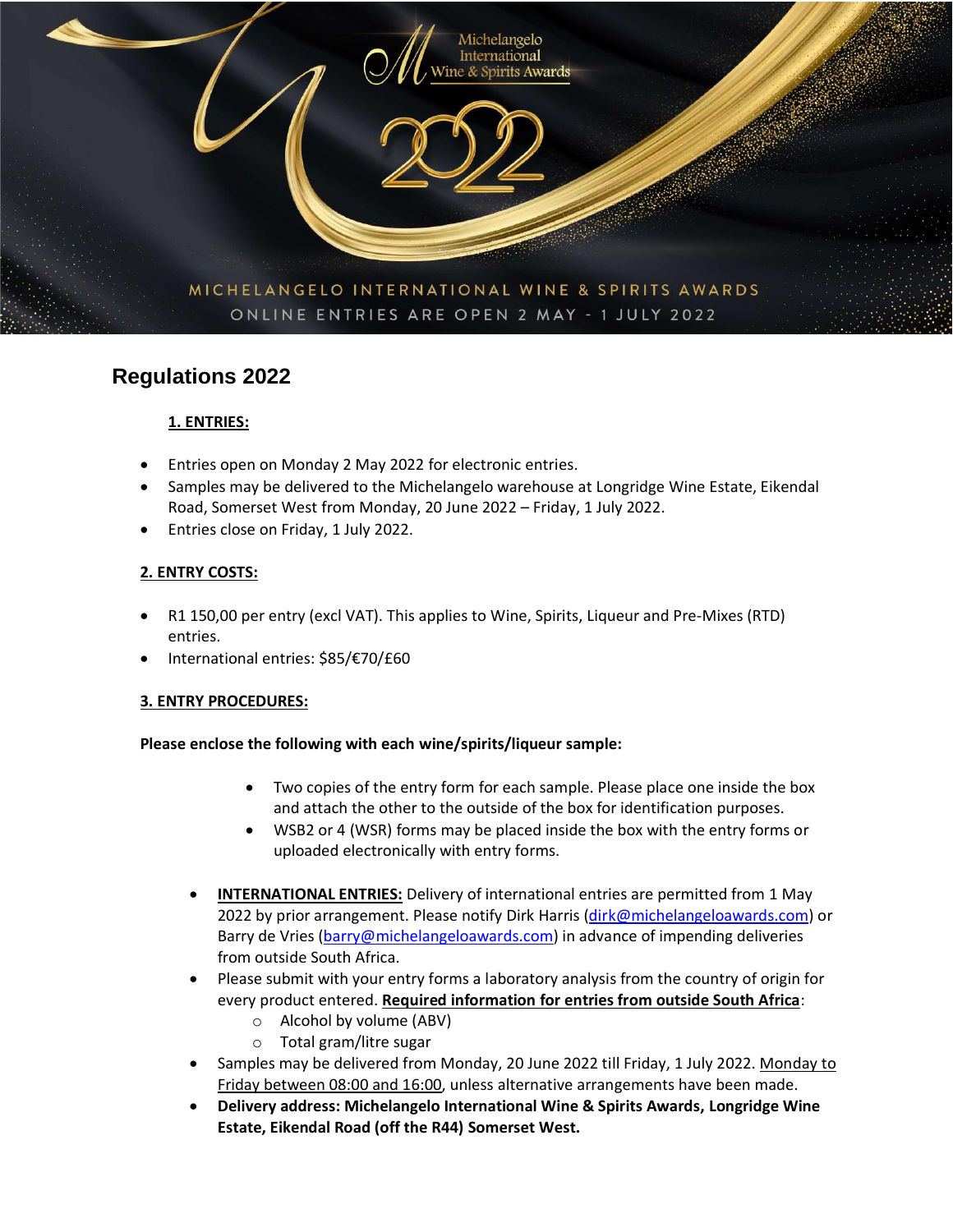Michelangelo International Wine & Spirits Awards

2022

MICHELANGELO INTERNATIONAL WINE & SPIRITS AWARDS

ONLINE ENTRIES ARE OPEN 2 MAY - 1 JULY 2022

# Regulations 2022

## 1. ENTRIES:

- Entries open on Monday 2 May 2022 for electronic entries.
- Samples may be delivered to the Michelangelo warehouse at Longridge Wine Estate, Eikendal Road, Somerset West from Monday, 20 June 2022 – Friday, 1 July 2022.
- Entries close on Friday, 1 July 2022.

## 2. ENTRY COSTS:

- R1 150,00 per entry (excl VAT). This applies to Wine, Spirits, Liqueur and Pre-Mixes (RTD) entries.
- International entries: $85/€70/£60

## 3. ENTRY PROCEDURES:

**Please enclose the following with each wine/spirits/liqueur sample:**

- Two copies of the entry form for each sample. Please place one inside the box and attach the other to the outside of the box for identification purposes.
- WSB2 or 4 (WSR) forms may be placed inside the box with the entry forms or uploaded electronically with entry forms.

- **INTERNATIONAL ENTRIES:** Delivery of international entries are permitted from 1 May 2022 by prior arrangement. Please notify Dirk Harris (dirk@michelangeloawards.com) or Barry de Vries (barry@michelangeloawards.com) in advance of impending deliveries from outside South Africa.
- Please submit with your entry forms a laboratory analysis from the country of origin for every product entered. **Required information for entries from outside South Africa**:
  - Alcohol by volume (ABV)
  - Total gram/litre sugar
- Samples may be delivered from Monday, 20 June 2022 till Friday, 1 July 2022. Monday to Friday between 08:00 and 16:00, unless alternative arrangements have been made.
- **Delivery address: Michelangelo International Wine & Spirits Awards, Longridge Wine Estate, Eikendal Road (off the R44) Somerset West.**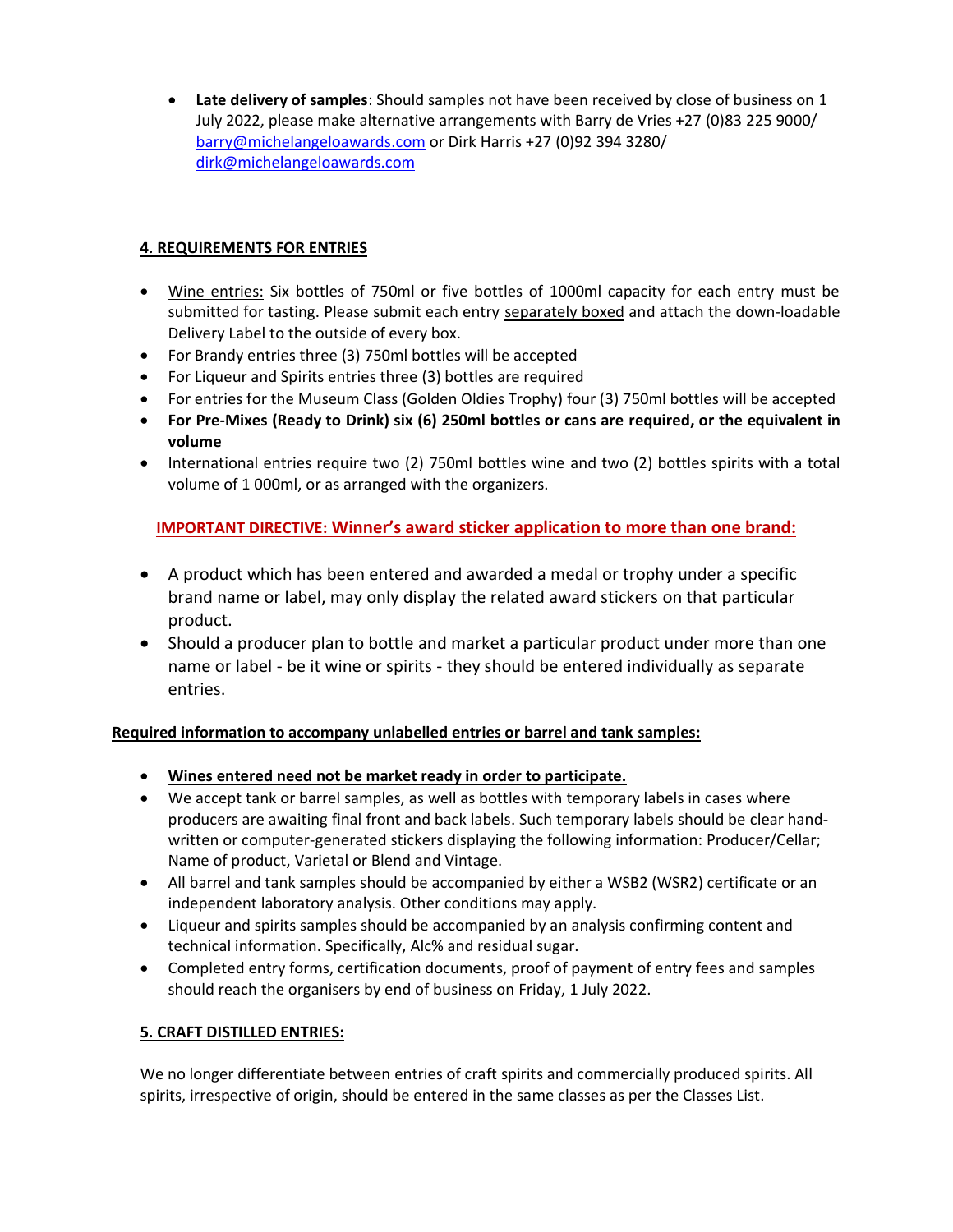- **Late delivery of samples**: Should samples not have been received by close of business on 1 July 2022, please make alternative arrangements with Barry de Vries +27 (0)83 225 9000/ barry@michelangeloawards.com or Dirk Harris +27 (0)92 394 3280/ dirk@michelangeloawards.com

## 4. REQUIREMENTS FOR ENTRIES

- Wine entries: Six bottles of 750ml or five bottles of 1000ml capacity for each entry must be submitted for tasting. Please submit each entry separately boxed and attach the down-loadable Delivery Label to the outside of every box.
- For Brandy entries three (3) 750ml bottles will be accepted
- For Liqueur and Spirits entries three (3) bottles are required
- For entries for the Museum Class (Golden Oldies Trophy) four (3) 750ml bottles will be accepted
- **For Pre-Mixes (Ready to Drink) six (6) 250ml bottles or cans are required, or the equivalent in volume**
- International entries require two (2) 750ml bottles wine and two (2) bottles spirits with a total volume of 1 000ml, or as arranged with the organizers.

**IMPORTANT DIRECTIVE: Winner's award sticker application to more than one brand:**

- A product which has been entered and awarded a medal or trophy under a specific brand name or label, may only display the related award stickers on that particular product.
- Should a producer plan to bottle and market a particular product under more than one name or label - be it wine or spirits - they should be entered individually as separate entries.

**Required information to accompany unlabelled entries or barrel and tank samples:**

- **Wines entered need not be market ready in order to participate.**
- We accept tank or barrel samples, as well as bottles with temporary labels in cases where producers are awaiting final front and back labels. Such temporary labels should be clear hand-written or computer-generated stickers displaying the following information: Producer/Cellar; Name of product, Varietal or Blend and Vintage.
- All barrel and tank samples should be accompanied by either a WSB2 (WSR2) certificate or an independent laboratory analysis. Other conditions may apply.
- Liqueur and spirits samples should be accompanied by an analysis confirming content and technical information. Specifically, Alc% and residual sugar.
- Completed entry forms, certification documents, proof of payment of entry fees and samples should reach the organisers by end of business on Friday, 1 July 2022.

## 5. CRAFT DISTILLED ENTRIES:

We no longer differentiate between entries of craft spirits and commercially produced spirits. All spirits, irrespective of origin, should be entered in the same classes as per the Classes List.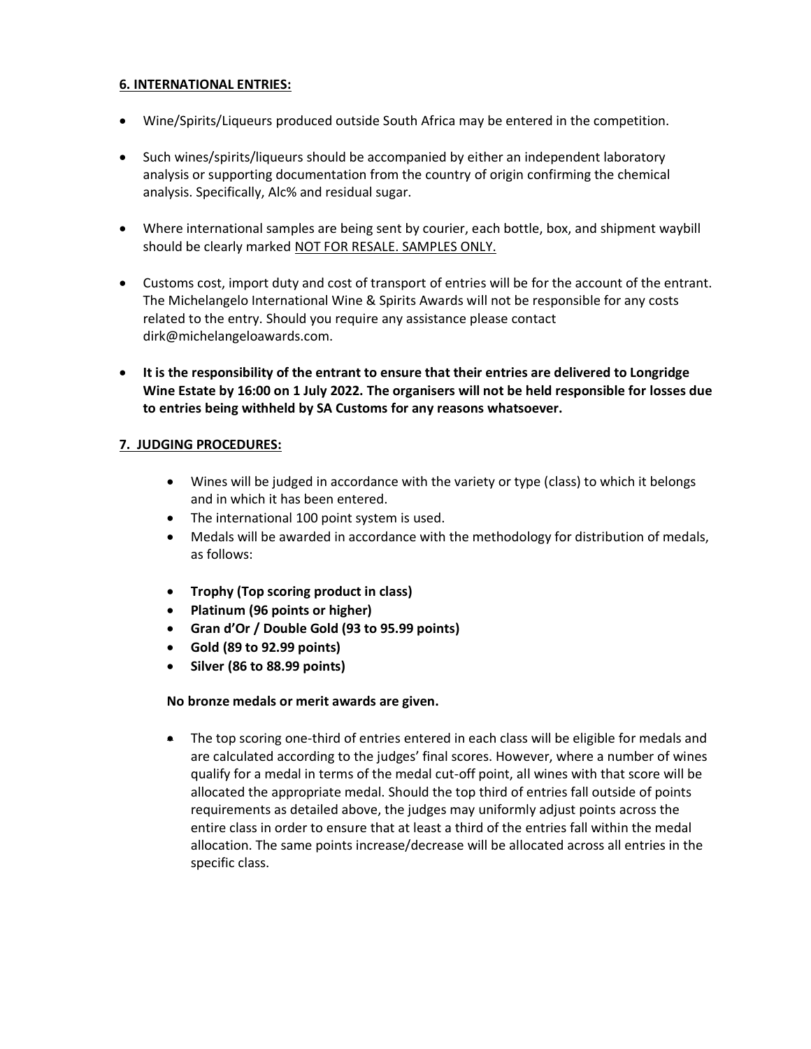**6. INTERNATIONAL ENTRIES:**

- Wine/Spirits/Liqueurs produced outside South Africa may be entered in the competition.
- Such wines/spirits/liqueurs should be accompanied by either an independent laboratory analysis or supporting documentation from the country of origin confirming the chemical analysis. Specifically, Alc% and residual sugar.
- Where international samples are being sent by courier, each bottle, box, and shipment waybill should be clearly marked NOT FOR RESALE. SAMPLES ONLY.
- Customs cost, import duty and cost of transport of entries will be for the account of the entrant. The Michelangelo International Wine & Spirits Awards will not be responsible for any costs related to the entry. Should you require any assistance please contact dirk@michelangeloawards.com.
- **It is the responsibility of the entrant to ensure that their entries are delivered to Longridge Wine Estate by 16:00 on 1 July 2022. The organisers will not be held responsible for losses due to entries being withheld by SA Customs for any reasons whatsoever.**

**7. JUDGING PROCEDURES:**

- Wines will be judged in accordance with the variety or type (class) to which it belongs and in which it has been entered.
- The international 100 point system is used.
- Medals will be awarded in accordance with the methodology for distribution of medals, as follows:

- **Trophy (Top scoring product in class)**
- **Platinum (96 points or higher)**
- **Gran d'Or / Double Gold (93 to 95.99 points)**
- **Gold (89 to 92.99 points)**
- **Silver (86 to 88.99 points)**

**No bronze medals or merit awards are given.**

- The top scoring one-third of entries entered in each class will be eligible for medals and are calculated according to the judges' final scores. However, where a number of wines qualify for a medal in terms of the medal cut-off point, all wines with that score will be allocated the appropriate medal. Should the top third of entries fall outside of points requirements as detailed above, the judges may uniformly adjust points across the entire class in order to ensure that at least a third of the entries fall within the medal allocation. The same points increase/decrease will be allocated across all entries in the specific class.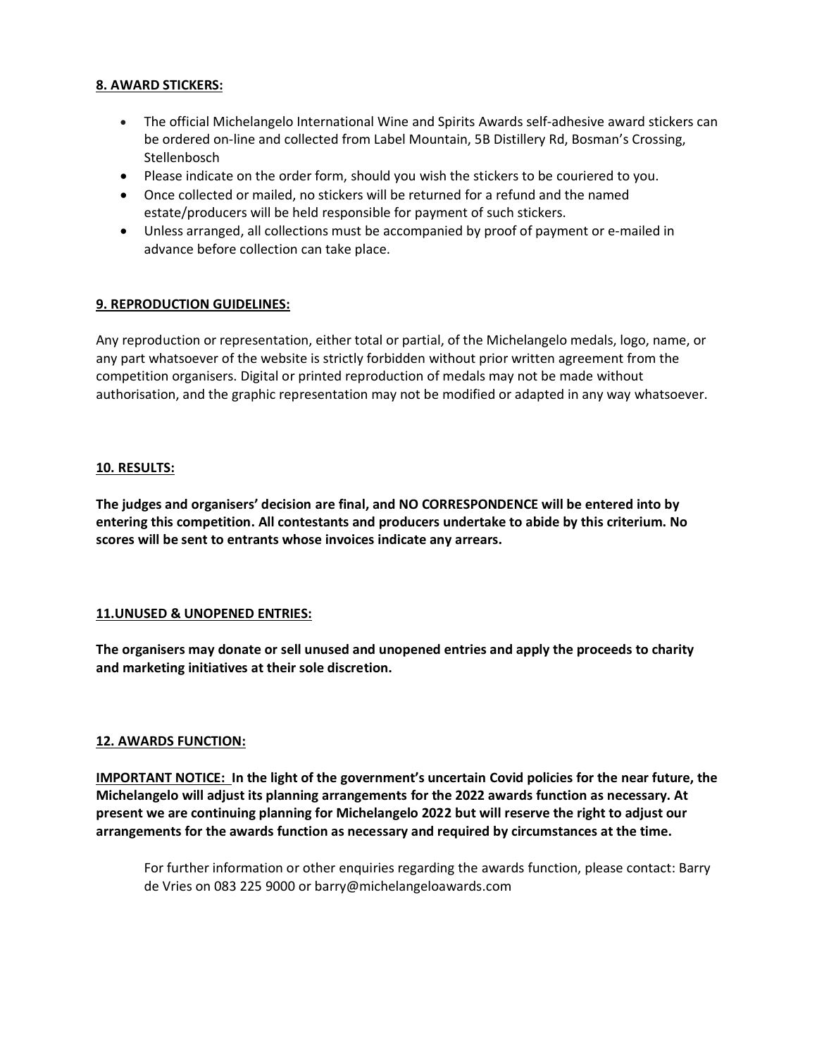**8. AWARD STICKERS:**

- The official Michelangelo International Wine and Spirits Awards self-adhesive award stickers can be ordered on-line and collected from Label Mountain, 5B Distillery Rd, Bosman's Crossing, Stellenbosch
- Please indicate on the order form, should you wish the stickers to be couriered to you.
- Once collected or mailed, no stickers will be returned for a refund and the named estate/producers will be held responsible for payment of such stickers.
- Unless arranged, all collections must be accompanied by proof of payment or e-mailed in advance before collection can take place.

**9. REPRODUCTION GUIDELINES:**

Any reproduction or representation, either total or partial, of the Michelangelo medals, logo, name, or any part whatsoever of the website is strictly forbidden without prior written agreement from the competition organisers. Digital or printed reproduction of medals may not be made without authorisation, and the graphic representation may not be modified or adapted in any way whatsoever.

**10. RESULTS:**

**The judges and organisers' decision are final, and NO CORRESPONDENCE will be entered into by entering this competition. All contestants and producers undertake to abide by this criterium. No scores will be sent to entrants whose invoices indicate any arrears.**

**11.UNUSED & UNOPENED ENTRIES:**

**The organisers may donate or sell unused and unopened entries and apply the proceeds to charity and marketing initiatives at their sole discretion.**

**12. AWARDS FUNCTION:**

**IMPORTANT NOTICE: In the light of the government's uncertain Covid policies for the near future, the Michelangelo will adjust its planning arrangements for the 2022 awards function as necessary. At present we are continuing planning for Michelangelo 2022 but will reserve the right to adjust our arrangements for the awards function as necessary and required by circumstances at the time.**

For further information or other enquiries regarding the awards function, please contact: Barry de Vries on 083 225 9000 or barry@michelangeloawards.com